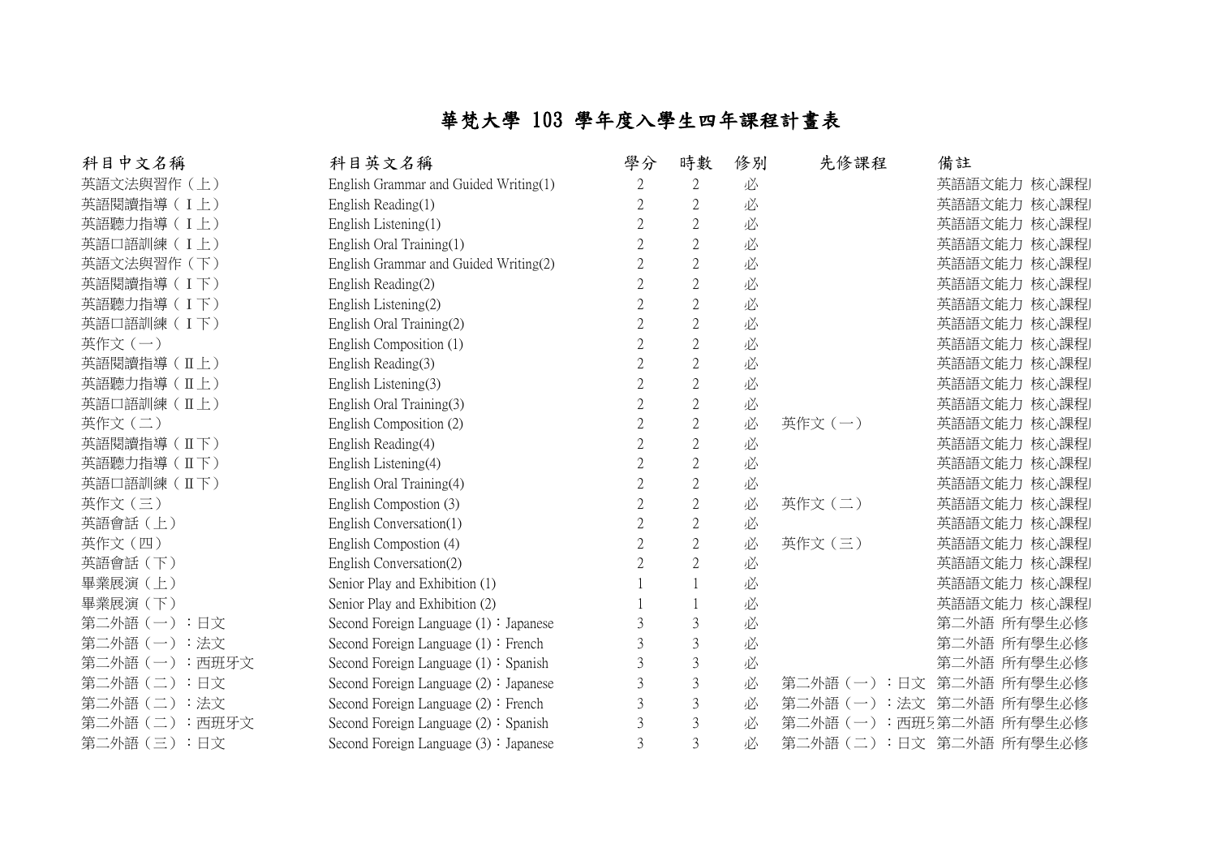# 華梵大學 103 學年度入學生四年課程計畫表

| 科目中文名稱 | 科目英文名稱 | 學分 | 時數 | 修別 | 先修課程 | 備註 |
|---|---|---|---|---|---|---|
| 英語文法與習作（上） | English Grammar and Guided Writing(1) | 2 | 2 | 必 | | 英語語文能力 核心課程 |
| 英語閱讀指導（Ⅰ上） | English Reading(1) | 2 | 2 | 必 | | 英語語文能力 核心課程 |
| 英語聽力指導（Ⅰ上） | English Listening(1) | 2 | 2 | 必 | | 英語語文能力 核心課程 |
| 英語口語訓練（Ⅰ上） | English Oral Training(1) | 2 | 2 | 必 | | 英語語文能力 核心課程 |
| 英語文法與習作（下） | English Grammar and Guided Writing(2) | 2 | 2 | 必 | | 英語語文能力 核心課程 |
| 英語閱讀指導（Ⅰ下） | English Reading(2) | 2 | 2 | 必 | | 英語語文能力 核心課程 |
| 英語聽力指導（Ⅰ下） | English Listening(2) | 2 | 2 | 必 | | 英語語文能力 核心課程 |
| 英語口語訓練（Ⅰ下） | English Oral Training(2) | 2 | 2 | 必 | | 英語語文能力 核心課程 |
| 英作文（一） | English Composition (1) | 2 | 2 | 必 | | 英語語文能力 核心課程 |
| 英語閱讀指導（Ⅱ上） | English Reading(3) | 2 | 2 | 必 | | 英語語文能力 核心課程 |
| 英語聽力指導（Ⅱ上） | English Listening(3) | 2 | 2 | 必 | | 英語語文能力 核心課程 |
| 英語口語訓練（Ⅱ上） | English Oral Training(3) | 2 | 2 | 必 | | 英語語文能力 核心課程 |
| 英作文（二） | English Composition (2) | 2 | 2 | 必 | 英作文（一） | 英語語文能力 核心課程 |
| 英語閱讀指導（Ⅱ下） | English Reading(4) | 2 | 2 | 必 | | 英語語文能力 核心課程 |
| 英語聽力指導（Ⅱ下） | English Listening(4) | 2 | 2 | 必 | | 英語語文能力 核心課程 |
| 英語口語訓練（Ⅱ下） | English Oral Training(4) | 2 | 2 | 必 | | 英語語文能力 核心課程 |
| 英作文（三） | English Compostion (3) | 2 | 2 | 必 | 英作文（二） | 英語語文能力 核心課程 |
| 英語會話（上） | English Conversation(1) | 2 | 2 | 必 | | 英語語文能力 核心課程 |
| 英作文（四） | English Compostion (4) | 2 | 2 | 必 | 英作文（三） | 英語語文能力 核心課程 |
| 英語會話（下） | English Conversation(2) | 2 | 2 | 必 | | 英語語文能力 核心課程 |
| 畢業展演（上） | Senior Play and Exhibition (1) | 1 | 1 | 必 | | 英語語文能力 核心課程 |
| 畢業展演（下） | Senior Play and Exhibition (2) | 1 | 1 | 必 | | 英語語文能力 核心課程 |
| 第二外語（一）：日文 | Second Foreign Language (1)：Japanese | 3 | 3 | 必 | | 第二外語 所有學生必修 |
| 第二外語（一）：法文 | Second Foreign Language (1)：French | 3 | 3 | 必 | | 第二外語 所有學生必修 |
| 第二外語（一）：西班牙文 | Second Foreign Language (1)：Spanish | 3 | 3 | 必 | | 第二外語 所有學生必修 |
| 第二外語（二）：日文 | Second Foreign Language (2)：Japanese | 3 | 3 | 必 | 第二外語（一）：日文 | 第二外語 所有學生必修 |
| 第二外語（二）：法文 | Second Foreign Language (2)：French | 3 | 3 | 必 | 第二外語（一）：法文 | 第二外語 所有學生必修 |
| 第二外語（二）：西班牙文 | Second Foreign Language (2)：Spanish | 3 | 3 | 必 | 第二外語（一）：西班牙 | 第二外語 所有學生必修 |
| 第二外語（三）：日文 | Second Foreign Language (3)：Japanese | 3 | 3 | 必 | 第二外語（二）：日文 | 第二外語 所有學生必修 |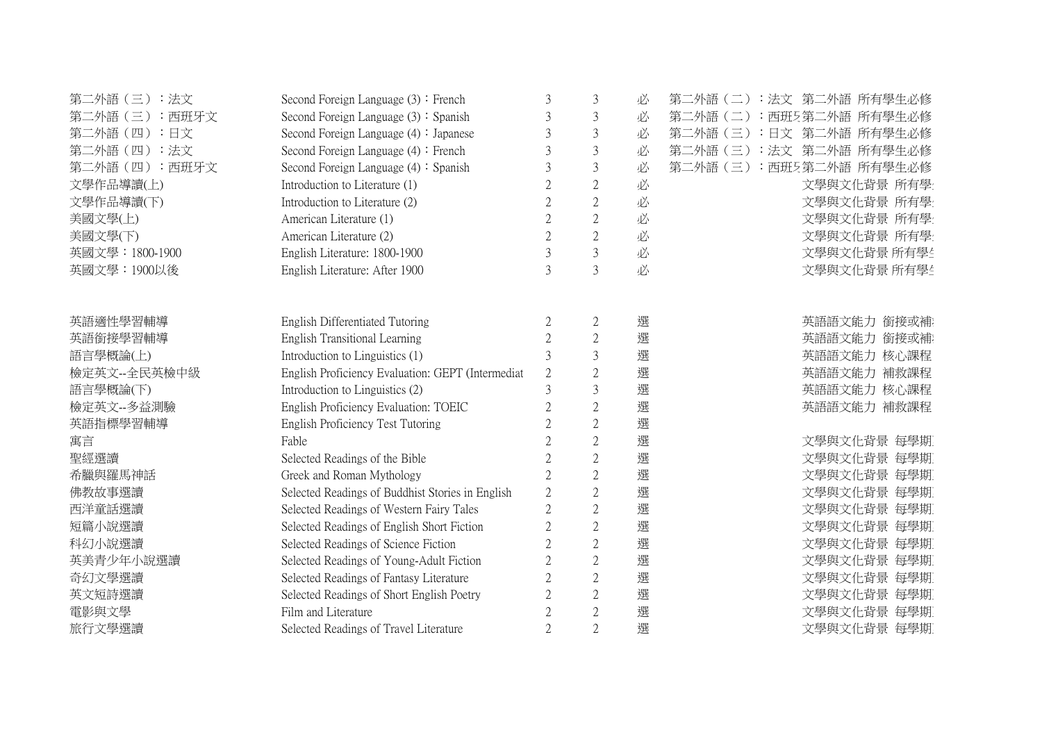| | | | | | | | |
|---|---|---|---|---|---|---|---|
| 第二外語（三）：法文 | Second Foreign Language (3)：French | 3 | 3 | 必 | 第二外語（二）：法文 | 第二外語 | 所有學生必修 |
| 第二外語（三）：西班牙文 | Second Foreign Language (3)：Spanish | 3 | 3 | 必 | 第二外語（二）：西班牙 | 第二外語 | 所有學生必修 |
| 第二外語（四）：日文 | Second Foreign Language (4)：Japanese | 3 | 3 | 必 | 第二外語（三）：日文 | 第二外語 | 所有學生必修 |
| 第二外語（四）：法文 | Second Foreign Language (4)：French | 3 | 3 | 必 | 第二外語（三）：法文 | 第二外語 | 所有學生必修 |
| 第二外語（四）：西班牙文 | Second Foreign Language (4)：Spanish | 3 | 3 | 必 | 第二外語（三）：西班牙 | 第二外語 | 所有學生必修 |
| 文學作品導讀(上) | Introduction to Literature (1) | 2 | 2 | 必 | | 文學與文化背景 | 所有學 |
| 文學作品導讀(下) | Introduction to Literature (2) | 2 | 2 | 必 | | 文學與文化背景 | 所有學 |
| 美國文學(上) | American Literature (1) | 2 | 2 | 必 | | 文學與文化背景 | 所有學 |
| 美國文學(下) | American Literature (2) | 2 | 2 | 必 | | 文學與文化背景 | 所有學 |
| 英國文學：1800-1900 | English Literature: 1800-1900 | 3 | 3 | 必 | | 文學與文化背景 | 所有學 |
| 英國文學：1900以後 | English Literature: After 1900 | 3 | 3 | 必 | | 文學與文化背景 | 所有學 |
| | | | | | | | |
| 英語適性學習輔導 | English Differentiated Tutoring | 2 | 2 | 選 | | 英語語文能力 | 銜接或補 |
| 英語銜接學習輔導 | English Transitional Learning | 2 | 2 | 選 | | 英語語文能力 | 銜接或補 |
| 語言學概論(上) | Introduction to Linguistics (1) | 3 | 3 | 選 | | 英語語文能力 | 核心課程 |
| 檢定英文--全民英檢中級 | English Proficiency Evaluation: GEPT (Intermediat | 2 | 2 | 選 | | 英語語文能力 | 補救課程 |
| 語言學概論(下) | Introduction to Linguistics (2) | 3 | 3 | 選 | | 英語語文能力 | 核心課程 |
| 檢定英文--多益測驗 | English Proficiency Evaluation: TOEIC | 2 | 2 | 選 | | 英語語文能力 | 補救課程 |
| 英語指標學習輔導 | English Proficiency Test Tutoring | 2 | 2 | 選 | | | |
| 寓言 | Fable | 2 | 2 | 選 | | 文學與文化背景 | 每學期 |
| 聖經選讀 | Selected Readings of the Bible | 2 | 2 | 選 | | 文學與文化背景 | 每學期 |
| 希臘與羅馬神話 | Greek and Roman Mythology | 2 | 2 | 選 | | 文學與文化背景 | 每學期 |
| 佛教故事選讀 | Selected Readings of Buddhist Stories in English | 2 | 2 | 選 | | 文學與文化背景 | 每學期 |
| 西洋童話選讀 | Selected Readings of Western Fairy Tales | 2 | 2 | 選 | | 文學與文化背景 | 每學期 |
| 短篇小說選讀 | Selected Readings of English Short Fiction | 2 | 2 | 選 | | 文學與文化背景 | 每學期 |
| 科幻小說選讀 | Selected Readings of Science Fiction | 2 | 2 | 選 | | 文學與文化背景 | 每學期 |
| 英美青少年小說選讀 | Selected Readings of Young-Adult Fiction | 2 | 2 | 選 | | 文學與文化背景 | 每學期 |
| 奇幻文學選讀 | Selected Readings of Fantasy Literature | 2 | 2 | 選 | | 文學與文化背景 | 每學期 |
| 英文短詩選讀 | Selected Readings of Short English Poetry | 2 | 2 | 選 | | 文學與文化背景 | 每學期 |
| 電影與文學 | Film and Literature | 2 | 2 | 選 | | 文學與文化背景 | 每學期 |
| 旅行文學選讀 | Selected Readings of Travel Literature | 2 | 2 | 選 | | 文學與文化背景 | 每學期 |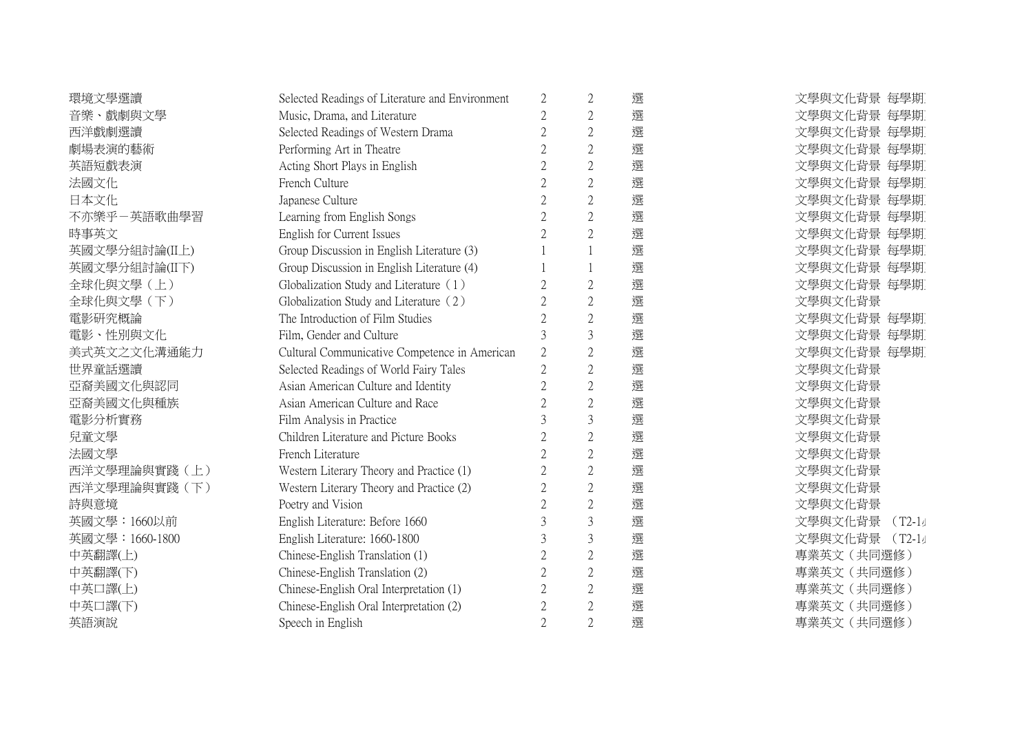| | | | | | |
|---|---|---|---|---|---|
| 環境文學選讀 | Selected Readings of Literature and Environment | 2 | 2 | 選 | 文學與文化背景 每學期 |
| 音樂、戲劇與文學 | Music, Drama, and Literature | 2 | 2 | 選 | 文學與文化背景 每學期 |
| 西洋戲劇選讀 | Selected Readings of Western Drama | 2 | 2 | 選 | 文學與文化背景 每學期 |
| 劇場表演的藝術 | Performing Art in Theatre | 2 | 2 | 選 | 文學與文化背景 每學期 |
| 英語短戲表演 | Acting Short Plays in English | 2 | 2 | 選 | 文學與文化背景 每學期 |
| 法國文化 | French Culture | 2 | 2 | 選 | 文學與文化背景 每學期 |
| 日本文化 | Japanese Culture | 2 | 2 | 選 | 文學與文化背景 每學期 |
| 不亦樂乎－英語歌曲學習 | Learning from English Songs | 2 | 2 | 選 | 文學與文化背景 每學期 |
| 時事英文 | English for Current Issues | 2 | 2 | 選 | 文學與文化背景 每學期 |
| 英國文學分組討論(II上) | Group Discussion in English Literature (3) | 1 | 1 | 選 | 文學與文化背景 每學期 |
| 英國文學分組討論(II下) | Group Discussion in English Literature (4) | 1 | 1 | 選 | 文學與文化背景 每學期 |
| 全球化與文學（上） | Globalization Study and Literature（1） | 2 | 2 | 選 | 文學與文化背景 每學期 |
| 全球化與文學（下） | Globalization Study and Literature（2） | 2 | 2 | 選 | 文學與文化背景 |
| 電影研究概論 | The Introduction of Film Studies | 2 | 2 | 選 | 文學與文化背景 每學期 |
| 電影、性別與文化 | Film, Gender and Culture | 3 | 3 | 選 | 文學與文化背景 每學期 |
| 美式英文之文化溝通能力 | Cultural Communicative Competence in American | 2 | 2 | 選 | 文學與文化背景 每學期 |
| 世界童話選讀 | Selected Readings of World Fairy Tales | 2 | 2 | 選 | 文學與文化背景 |
| 亞裔美國文化與認同 | Asian American Culture and Identity | 2 | 2 | 選 | 文學與文化背景 |
| 亞裔美國文化與種族 | Asian American Culture and Race | 2 | 2 | 選 | 文學與文化背景 |
| 電影分析實務 | Film Analysis in Practice | 3 | 3 | 選 | 文學與文化背景 |
| 兒童文學 | Children Literature and Picture Books | 2 | 2 | 選 | 文學與文化背景 |
| 法國文學 | French Literature | 2 | 2 | 選 | 文學與文化背景 |
| 西洋文學理論與實踐（上） | Western Literary Theory and Practice (1) | 2 | 2 | 選 | 文學與文化背景 |
| 西洋文學理論與實踐（下） | Western Literary Theory and Practice (2) | 2 | 2 | 選 | 文學與文化背景 |
| 詩與意境 | Poetry and Vision | 2 | 2 | 選 | 文學與文化背景 |
| 英國文學：1660以前 | English Literature: Before 1660 | 3 | 3 | 選 | 文學與文化背景 （T2-1 |
| 英國文學：1660-1800 | English Literature: 1660-1800 | 3 | 3 | 選 | 文學與文化背景 （T2-1 |
| 中英翻譯(上) | Chinese-English Translation (1) | 2 | 2 | 選 | 專業英文（共同選修） |
| 中英翻譯(下) | Chinese-English Translation (2) | 2 | 2 | 選 | 專業英文（共同選修） |
| 中英口譯(上) | Chinese-English Oral Interpretation (1) | 2 | 2 | 選 | 專業英文（共同選修） |
| 中英口譯(下) | Chinese-English Oral Interpretation (2) | 2 | 2 | 選 | 專業英文（共同選修） |
| 英語演說 | Speech in English | 2 | 2 | 選 | 專業英文（共同選修） |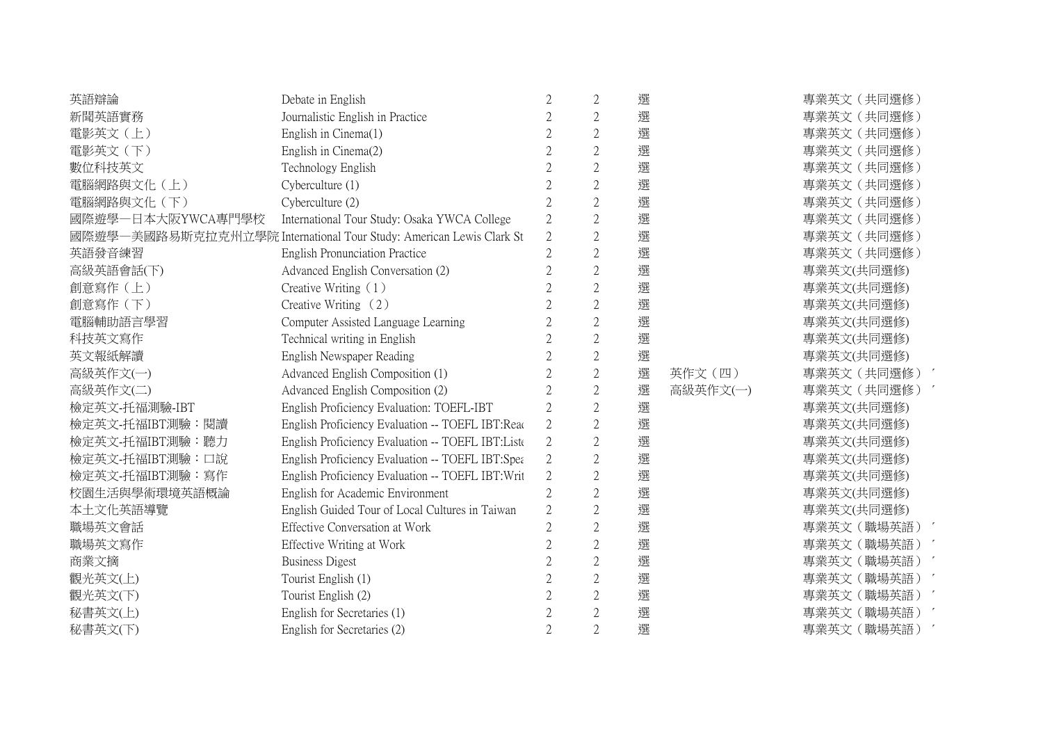| | | | | | | |
|---|---|---|---|---|---|---|
| 英語辯論 | Debate in English | 2 | 2 | 選 | | 專業英文（共同選修） |
| 新聞英語實務 | Journalistic English in Practice | 2 | 2 | 選 | | 專業英文（共同選修） |
| 電影英文（上） | English in Cinema(1) | 2 | 2 | 選 | | 專業英文（共同選修） |
| 電影英文（下） | English in Cinema(2) | 2 | 2 | 選 | | 專業英文（共同選修） |
| 數位科技英文 | Technology English | 2 | 2 | 選 | | 專業英文（共同選修） |
| 電腦網路與文化（上） | Cyberculture (1) | 2 | 2 | 選 | | 專業英文（共同選修） |
| 電腦網路與文化（下） | Cyberculture (2) | 2 | 2 | 選 | | 專業英文（共同選修） |
| 國際遊學—日本大阪YWCA專門學校 | International Tour Study: Osaka YWCA College | 2 | 2 | 選 | | 專業英文（共同選修） |
| 國際遊學—美國路易斯克拉克州立學院 | International Tour Study: American Lewis Clark St | 2 | 2 | 選 | | 專業英文（共同選修） |
| 英語發音練習 | English Pronunciation Practice | 2 | 2 | 選 | | 專業英文（共同選修） |
| 高級英語會話(下) | Advanced English Conversation (2) | 2 | 2 | 選 | | 專業英文(共同選修) |
| 創意寫作（上） | Creative Writing（1） | 2 | 2 | 選 | | 專業英文(共同選修) |
| 創意寫作（下） | Creative Writing （2） | 2 | 2 | 選 | | 專業英文(共同選修) |
| 電腦輔助語言學習 | Computer Assisted Language Learning | 2 | 2 | 選 | | 專業英文(共同選修) |
| 科技英文寫作 | Technical writing in English | 2 | 2 | 選 | | 專業英文(共同選修) |
| 英文報紙解讀 | English Newspaper Reading | 2 | 2 | 選 | | 專業英文(共同選修) |
| 高級英作文(一) | Advanced English Composition (1) | 2 | 2 | 選 | 英作文（四） | 專業英文（共同選修） |
| 高級英作文(二) | Advanced English Composition (2) | 2 | 2 | 選 | 高級英作文(一) | 專業英文（共同選修） |
| 檢定英文-托福測驗-IBT | English Proficiency Evaluation: TOEFL-IBT | 2 | 2 | 選 | | 專業英文(共同選修) |
| 檢定英文-托福IBT測驗：閱讀 | English Proficiency Evaluation -- TOEFL IBT:Reac | 2 | 2 | 選 | | 專業英文(共同選修) |
| 檢定英文-托福IBT測驗：聽力 | English Proficiency Evaluation -- TOEFL IBT:Liste | 2 | 2 | 選 | | 專業英文(共同選修) |
| 檢定英文-托福IBT測驗：口說 | English Proficiency Evaluation -- TOEFL IBT:Spea | 2 | 2 | 選 | | 專業英文(共同選修) |
| 檢定英文-托福IBT測驗：寫作 | English Proficiency Evaluation -- TOEFL IBT:Writ | 2 | 2 | 選 | | 專業英文(共同選修) |
| 校園生活與學術環境英語概論 | English for Academic Environment | 2 | 2 | 選 | | 專業英文(共同選修) |
| 本土文化英語導覽 | English Guided Tour of Local Cultures in Taiwan | 2 | 2 | 選 | | 專業英文(共同選修) |
| 職場英文會話 | Effective Conversation at Work | 2 | 2 | 選 | | 專業英文（職場英語） |
| 職場英文寫作 | Effective Writing at Work | 2 | 2 | 選 | | 專業英文（職場英語） |
| 商業文摘 | Business Digest | 2 | 2 | 選 | | 專業英文（職場英語） |
| 觀光英文(上) | Tourist English (1) | 2 | 2 | 選 | | 專業英文（職場英語） |
| 觀光英文(下) | Tourist English (2) | 2 | 2 | 選 | | 專業英文（職場英語） |
| 秘書英文(上) | English for Secretaries (1) | 2 | 2 | 選 | | 專業英文（職場英語） |
| 秘書英文(下) | English for Secretaries (2) | 2 | 2 | 選 | | 專業英文（職場英語） |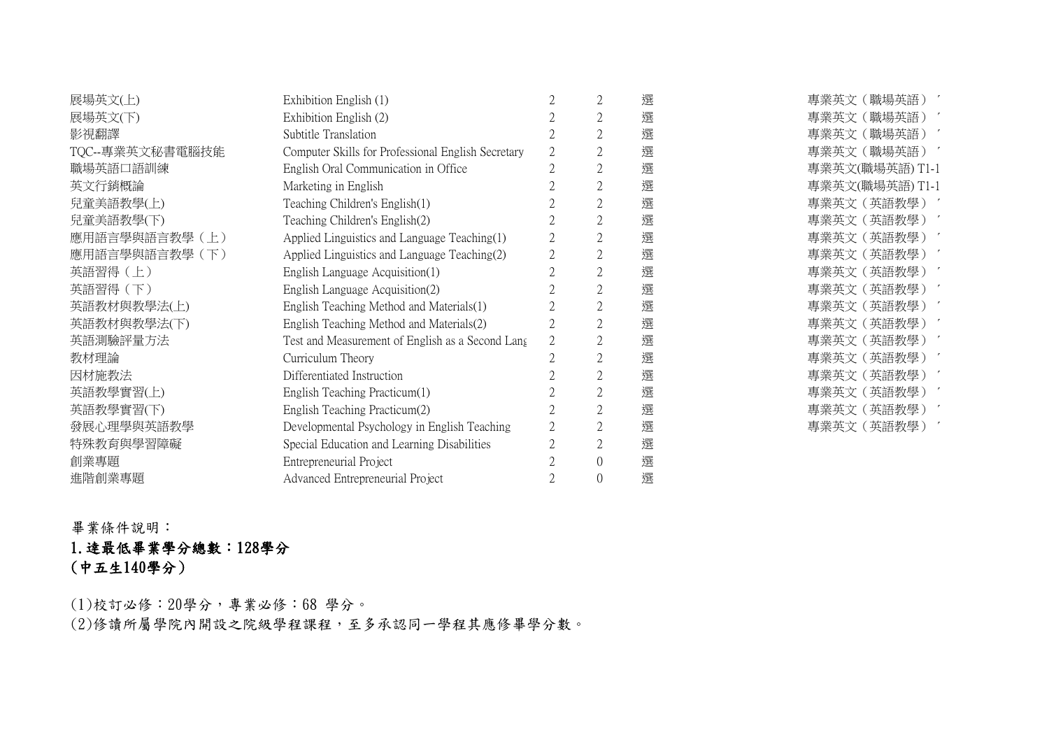| | | | | | |
|---|---|---|---|---|---|
| 展場英文(上) | Exhibition English (1) | 2 | 2 | 選 | 專業英文（職場英語）' |
| 展場英文(下) | Exhibition English (2) | 2 | 2 | 選 | 專業英文（職場英語）' |
| 影視翻譯 | Subtitle Translation | 2 | 2 | 選 | 專業英文（職場英語）' |
| TQC--專業英文秘書電腦技能 | Computer Skills for Professional English Secretary | 2 | 2 | 選 | 專業英文（職場英語）' |
| 職場英語口語訓練 | English Oral Communication in Office | 2 | 2 | 選 | 專業英文(職場英語) T1-1 |
| 英文行銷概論 | Marketing in English | 2 | 2 | 選 | 專業英文(職場英語) T1-1 |
| 兒童美語教學(上) | Teaching Children's English(1) | 2 | 2 | 選 | 專業英文（英語教學）' |
| 兒童美語教學(下) | Teaching Children's English(2) | 2 | 2 | 選 | 專業英文（英語教學）' |
| 應用語言學與語言教學（上） | Applied Linguistics and Language Teaching(1) | 2 | 2 | 選 | 專業英文（英語教學）' |
| 應用語言學與語言教學（下） | Applied Linguistics and Language Teaching(2) | 2 | 2 | 選 | 專業英文（英語教學）' |
| 英語習得（上） | English Language Acquisition(1) | 2 | 2 | 選 | 專業英文（英語教學）' |
| 英語習得（下） | English Language Acquisition(2) | 2 | 2 | 選 | 專業英文（英語教學）' |
| 英語教材與教學法(上) | English Teaching Method and Materials(1) | 2 | 2 | 選 | 專業英文（英語教學）' |
| 英語教材與教學法(下) | English Teaching Method and Materials(2) | 2 | 2 | 選 | 專業英文（英語教學）' |
| 英語測驗評量方法 | Test and Measurement of English as a Second Lang | 2 | 2 | 選 | 專業英文（英語教學）' |
| 教材理論 | Curriculum Theory | 2 | 2 | 選 | 專業英文（英語教學）' |
| 因材施教法 | Differentiated Instruction | 2 | 2 | 選 | 專業英文（英語教學）' |
| 英語教學實習(上) | English Teaching Practicum(1) | 2 | 2 | 選 | 專業英文（英語教學）' |
| 英語教學實習(下) | English Teaching Practicum(2) | 2 | 2 | 選 | 專業英文（英語教學）' |
| 發展心理學與英語教學 | Developmental Psychology in English Teaching | 2 | 2 | 選 | 專業英文（英語教學）' |
| 特殊教育與學習障礙 | Special Education and Learning Disabilities | 2 | 2 | 選 | |
| 創業專題 | Entrepreneurial Project | 2 | 0 | 選 | |
| 進階創業專題 | Advanced Entrepreneurial Project | 2 | 0 | 選 | |

畢業條件說明：

**1.達最低畢業學分總數：128學分**
**（中五生140學分）**

(1)校訂必修：20學分，專業必修：68 學分。
(2)修讀所屬學院內開設之院級學程課程，至多承認同一學程其應修畢學分數。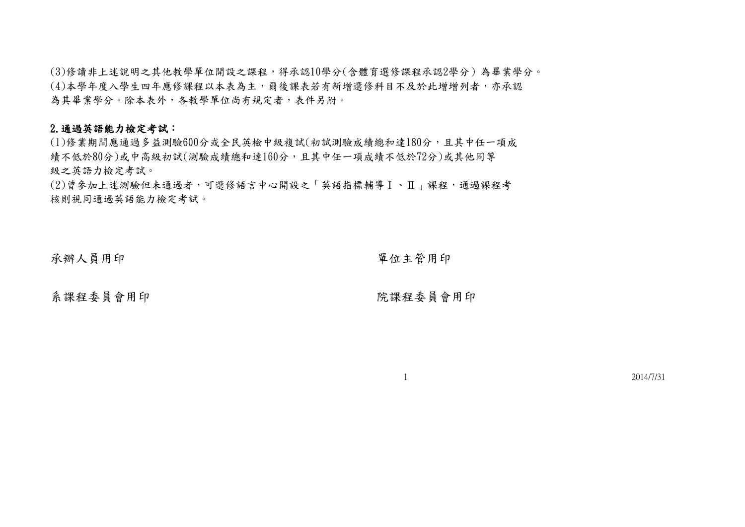(3)修讀非上述說明之其他教學單位開設之課程，得承認10學分(含體育選修課程承認2學分) 為畢業學分。
(4)本學年度入學生四年應修課程以本表為主，爾後課表若有新增選修科目不及於此增增列者，亦承認為其畢業學分。除本表外，各教學單位尚有規定者，表件另附。

**2.通過英語能力檢定考試：**

(1)修業期間應通過多益測驗600分或全民英檢中級複試(初試測驗成績總和達180分，且其中任一項成績不低於80分)或中高級初試(測驗成績總和達160分，且其中任一項成績不低於72分)或其他同等級之英語力檢定考試。
(2)曾參加上述測驗但未通過者，可選修語言中心開設之「英語指標輔導Ⅰ、Ⅱ」課程，通過課程考核則視同通過英語能力檢定考試。

承辦人員用印　　　　　　　　　　　　　　　　單位主管用印

系課程委員會用印　　　　　　　　　　　　　　院課程委員會用印

2014/7/31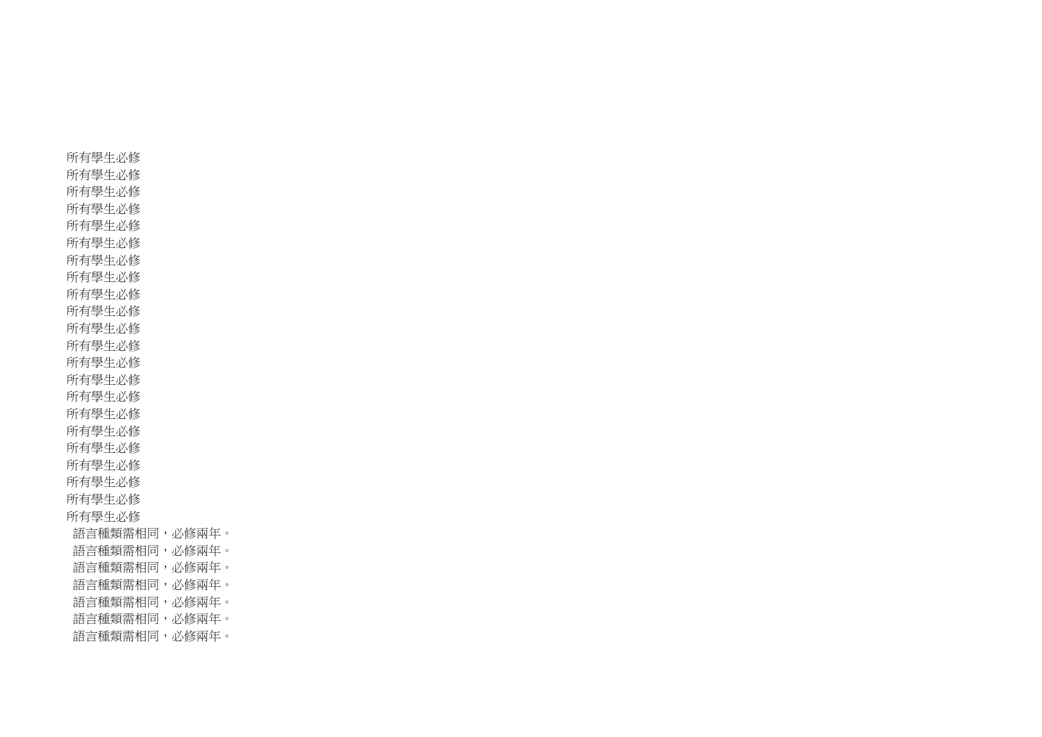所有學生必修
所有學生必修
所有學生必修
所有學生必修
所有學生必修
所有學生必修
所有學生必修
所有學生必修
所有學生必修
所有學生必修
所有學生必修
所有學生必修
所有學生必修
所有學生必修
所有學生必修
所有學生必修
所有學生必修
所有學生必修
所有學生必修
所有學生必修
所有學生必修
所有學生必修
語言種類需相同，必修兩年。
語言種類需相同，必修兩年。
語言種類需相同，必修兩年。
語言種類需相同，必修兩年。
語言種類需相同，必修兩年。
語言種類需相同，必修兩年。
語言種類需相同，必修兩年。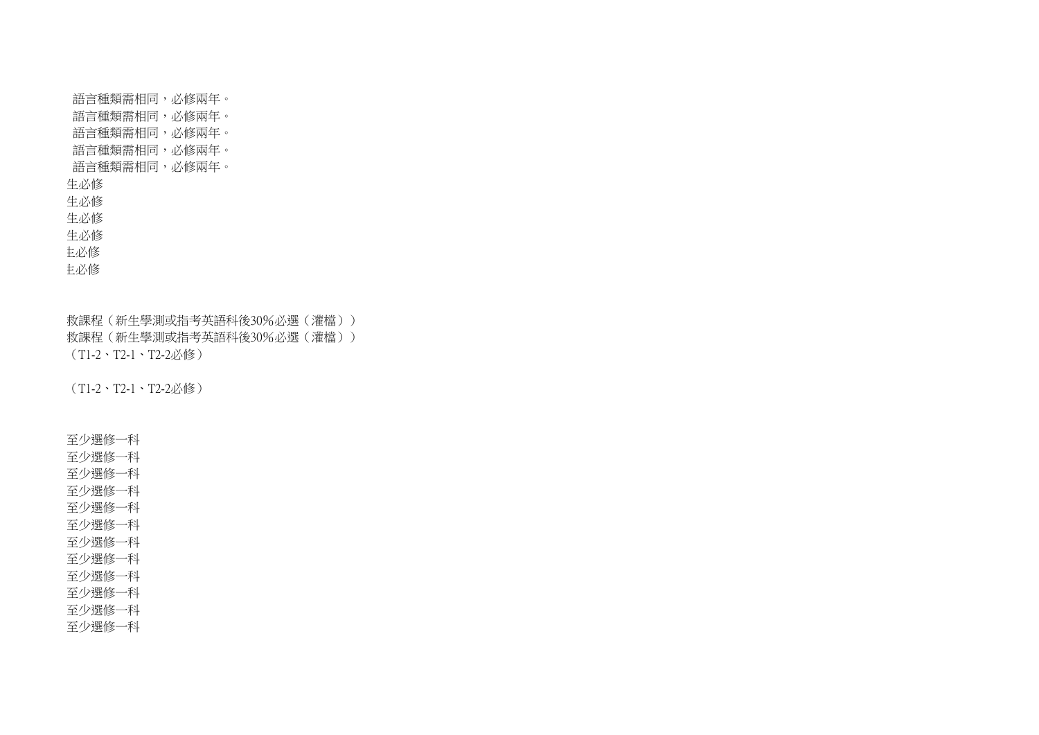語言種類需相同，必修兩年。
語言種類需相同，必修兩年。
語言種類需相同，必修兩年。
語言種類需相同，必修兩年。
語言種類需相同，必修兩年。

生必修
生必修
生必修
生必修
生必修
生必修

救課程（新生學測或指考英語科後30%必選（灌檔））
救課程（新生學測或指考英語科後30%必選（灌檔））
（T1-2、T2-1、T2-2必修）

（T1-2、T2-1、T2-2必修）

至少選修一科
至少選修一科
至少選修一科
至少選修一科
至少選修一科
至少選修一科
至少選修一科
至少選修一科
至少選修一科
至少選修一科
至少選修一科
至少選修一科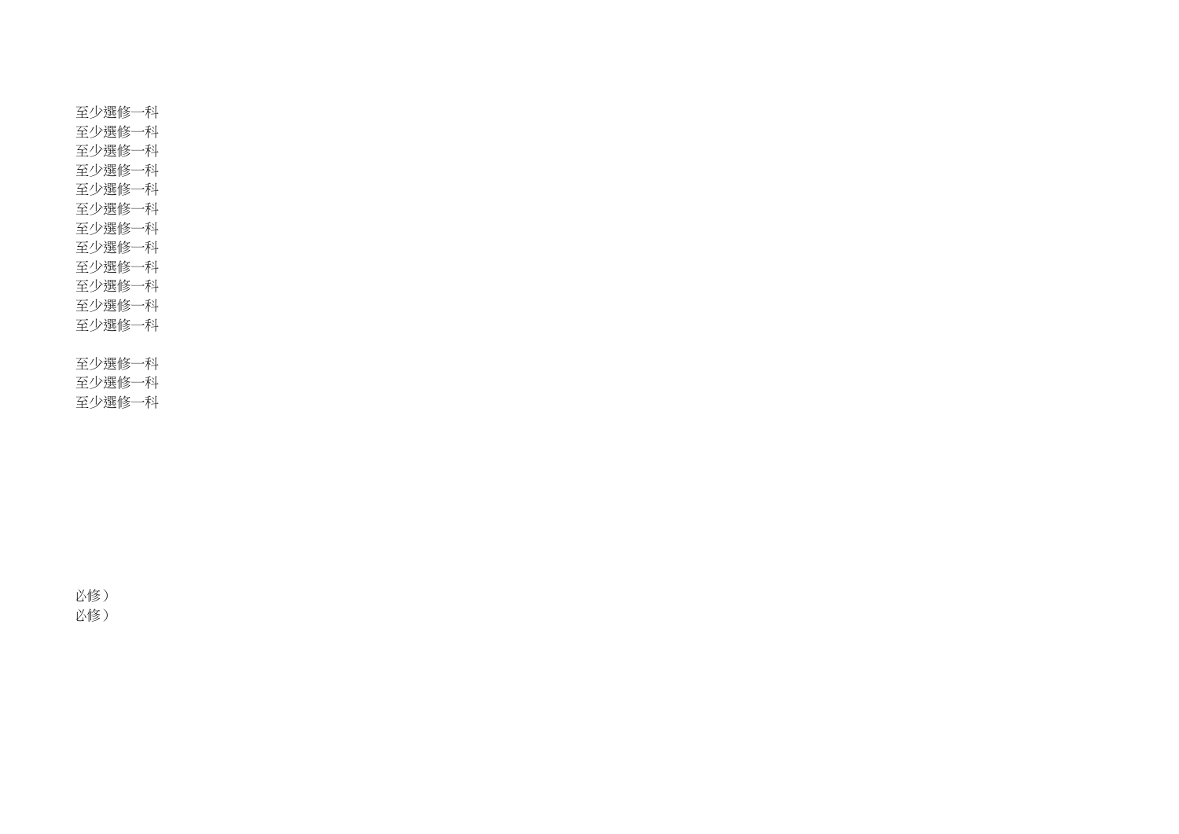至少選修一科
至少選修一科
至少選修一科
至少選修一科
至少選修一科
至少選修一科
至少選修一科
至少選修一科
至少選修一科
至少選修一科
至少選修一科
至少選修一科

至少選修一科
至少選修一科
至少選修一科

必修）
必修）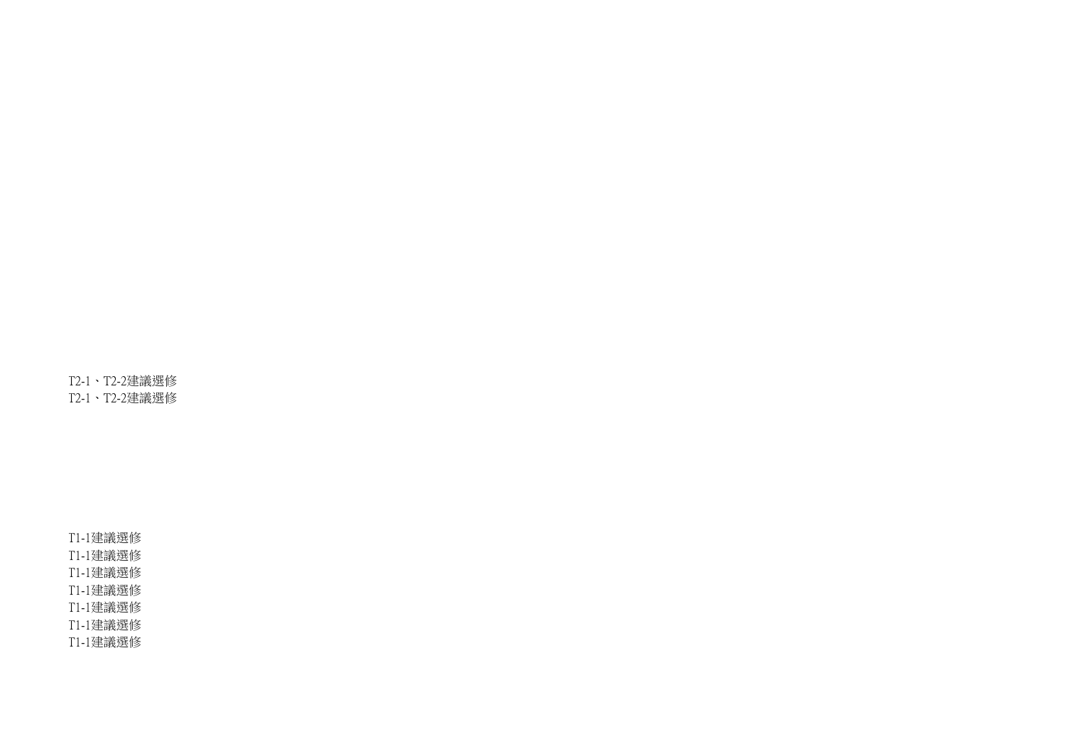T2-1、T2-2建議選修
T2-1、T2-2建議選修

T1-1建議選修
T1-1建議選修
T1-1建議選修
T1-1建議選修
T1-1建議選修
T1-1建議選修
T1-1建議選修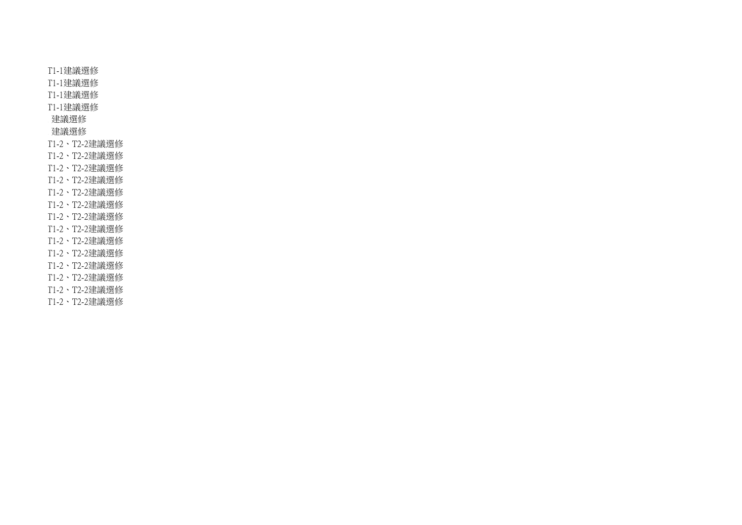T1-1建議選修
T1-1建議選修
T1-1建議選修
T1-1建議選修
建議選修
建議選修
T1-2、T2-2建議選修
T1-2、T2-2建議選修
T1-2、T2-2建議選修
T1-2、T2-2建議選修
T1-2、T2-2建議選修
T1-2、T2-2建議選修
T1-2、T2-2建議選修
T1-2、T2-2建議選修
T1-2、T2-2建議選修
T1-2、T2-2建議選修
T1-2、T2-2建議選修
T1-2、T2-2建議選修
T1-2、T2-2建議選修
T1-2、T2-2建議選修